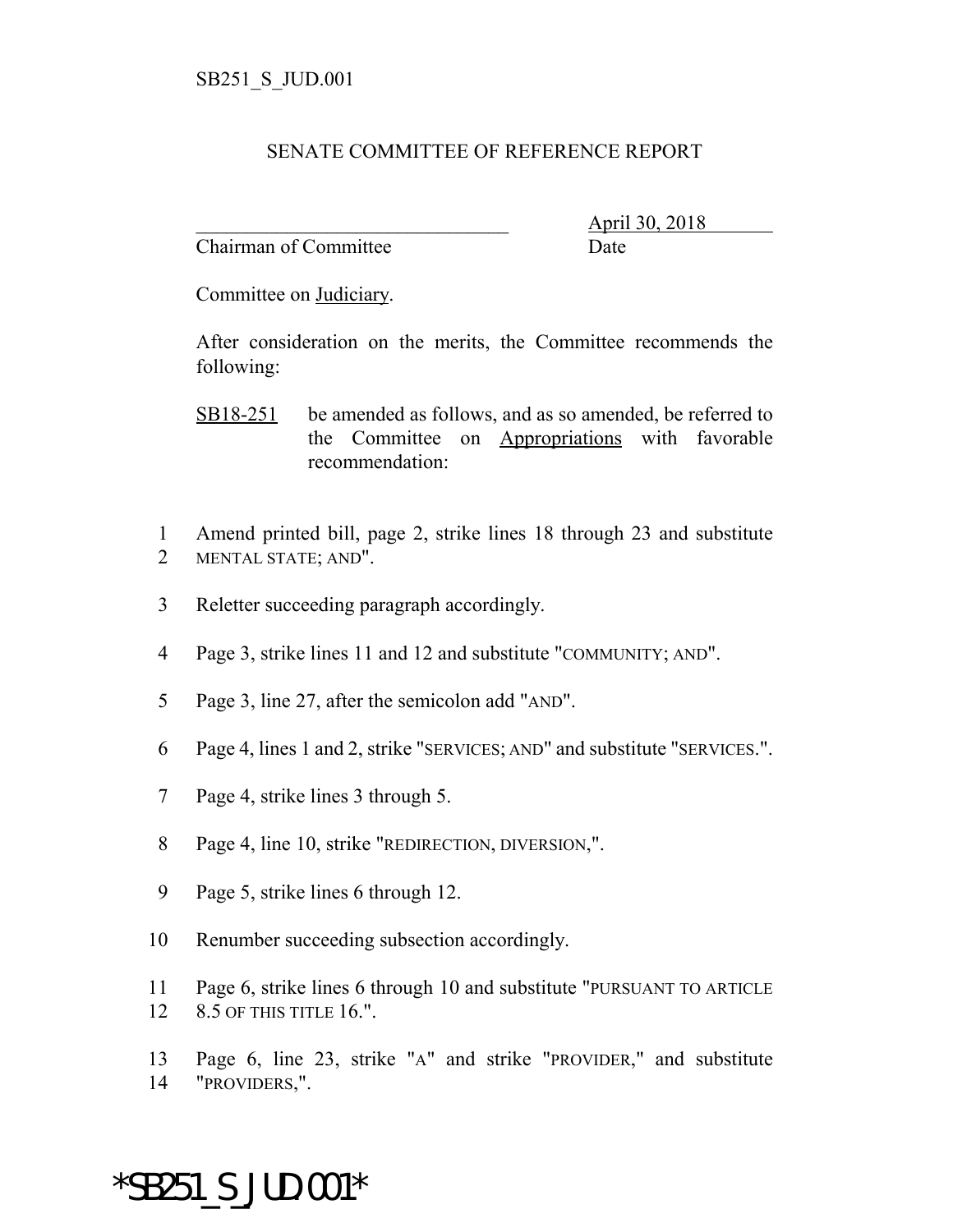SB251_S_JUD.001

SENATE COMMITTEE OF REFERENCE REPORT

_______________________________ April 30, 2018
Chairman of Committee Date

Committee on Judiciary.

After consideration on the merits, the Committee recommends the following:

SB18-251 be amended as follows, and as so amended, be referred to the Committee on Appropriations with favorable recommendation:

1 Amend printed bill, page 2, strike lines 18 through 23 and substitute
2 MENTAL STATE; AND".

3 Reletter succeeding paragraph accordingly.

4 Page 3, strike lines 11 and 12 and substitute "COMMUNITY; AND".

5 Page 3, line 27, after the semicolon add "AND".

6 Page 4, lines 1 and 2, strike "SERVICES; AND" and substitute "SERVICES.".

7 Page 4, strike lines 3 through 5.

8 Page 4, line 10, strike "REDIRECTION, DIVERSION,".

9 Page 5, strike lines 6 through 12.

10 Renumber succeeding subsection accordingly.

11 Page 6, strike lines 6 through 10 and substitute "PURSUANT TO ARTICLE
12 8.5 OF THIS TITLE 16.".

13 Page 6, line 23, strike "A" and strike "PROVIDER," and substitute
14 "PROVIDERS,".

*SB251_S_JUD.001*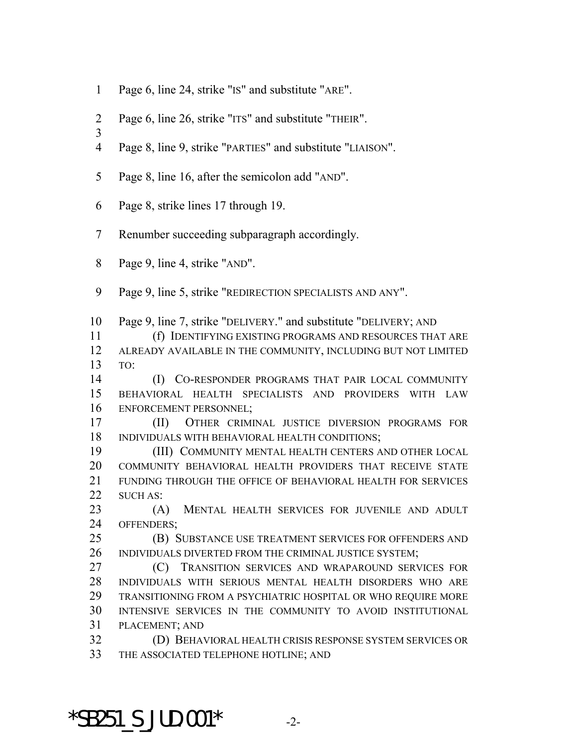Page 6, line 24, strike "IS" and substitute "ARE".

Page 6, line 26, strike "ITS" and substitute "THEIR".

Page 8, line 9, strike "PARTIES" and substitute "LIAISON".

Page 8, line 16, after the semicolon add "AND".

Page 8, strike lines 17 through 19.

Renumber succeeding subparagraph accordingly.

Page 9, line 4, strike "AND".

Page 9, line 5, strike "REDIRECTION SPECIALISTS AND ANY".

Page 9, line 7, strike "DELIVERY." and substitute "DELIVERY; AND

(f) IDENTIFYING EXISTING PROGRAMS AND RESOURCES THAT ARE ALREADY AVAILABLE IN THE COMMUNITY, INCLUDING BUT NOT LIMITED TO:

(I) CO-RESPONDER PROGRAMS THAT PAIR LOCAL COMMUNITY BEHAVIORAL HEALTH SPECIALISTS AND PROVIDERS WITH LAW ENFORCEMENT PERSONNEL;

(II) OTHER CRIMINAL JUSTICE DIVERSION PROGRAMS FOR INDIVIDUALS WITH BEHAVIORAL HEALTH CONDITIONS;

(III) COMMUNITY MENTAL HEALTH CENTERS AND OTHER LOCAL COMMUNITY BEHAVIORAL HEALTH PROVIDERS THAT RECEIVE STATE FUNDING THROUGH THE OFFICE OF BEHAVIORAL HEALTH FOR SERVICES SUCH AS:

(A) MENTAL HEALTH SERVICES FOR JUVENILE AND ADULT OFFENDERS;

(B) SUBSTANCE USE TREATMENT SERVICES FOR OFFENDERS AND INDIVIDUALS DIVERTED FROM THE CRIMINAL JUSTICE SYSTEM;

(C) TRANSITION SERVICES AND WRAPAROUND SERVICES FOR INDIVIDUALS WITH SERIOUS MENTAL HEALTH DISORDERS WHO ARE TRANSITIONING FROM A PSYCHIATRIC HOSPITAL OR WHO REQUIRE MORE INTENSIVE SERVICES IN THE COMMUNITY TO AVOID INSTITUTIONAL PLACEMENT; AND

(D) BEHAVIORAL HEALTH CRISIS RESPONSE SYSTEM SERVICES OR THE ASSOCIATED TELEPHONE HOTLINE; AND

*SB251_S_JUD.001*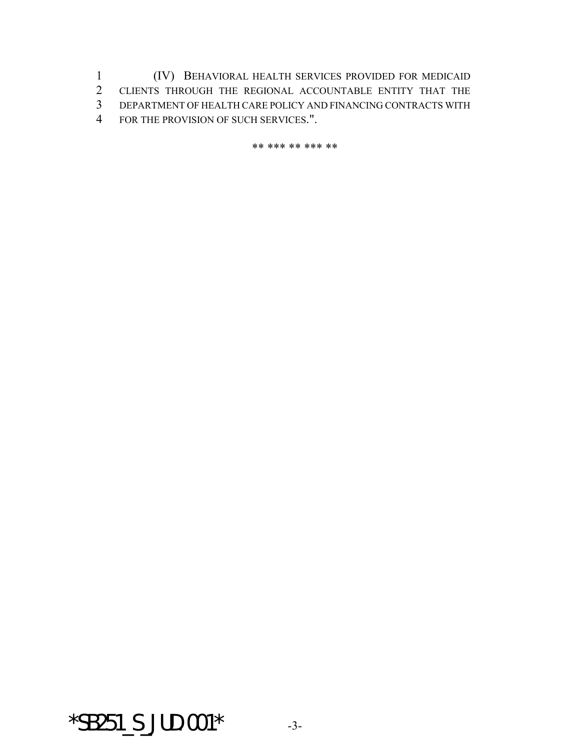1 (IV) BEHAVIORAL HEALTH SERVICES PROVIDED FOR MEDICAID
2 CLIENTS THROUGH THE REGIONAL ACCOUNTABLE ENTITY THAT THE
3 DEPARTMENT OF HEALTH CARE POLICY AND FINANCING CONTRACTS WITH
4 FOR THE PROVISION OF SUCH SERVICES.".

** *** ** *** **

*SB251_S_JUD.001*